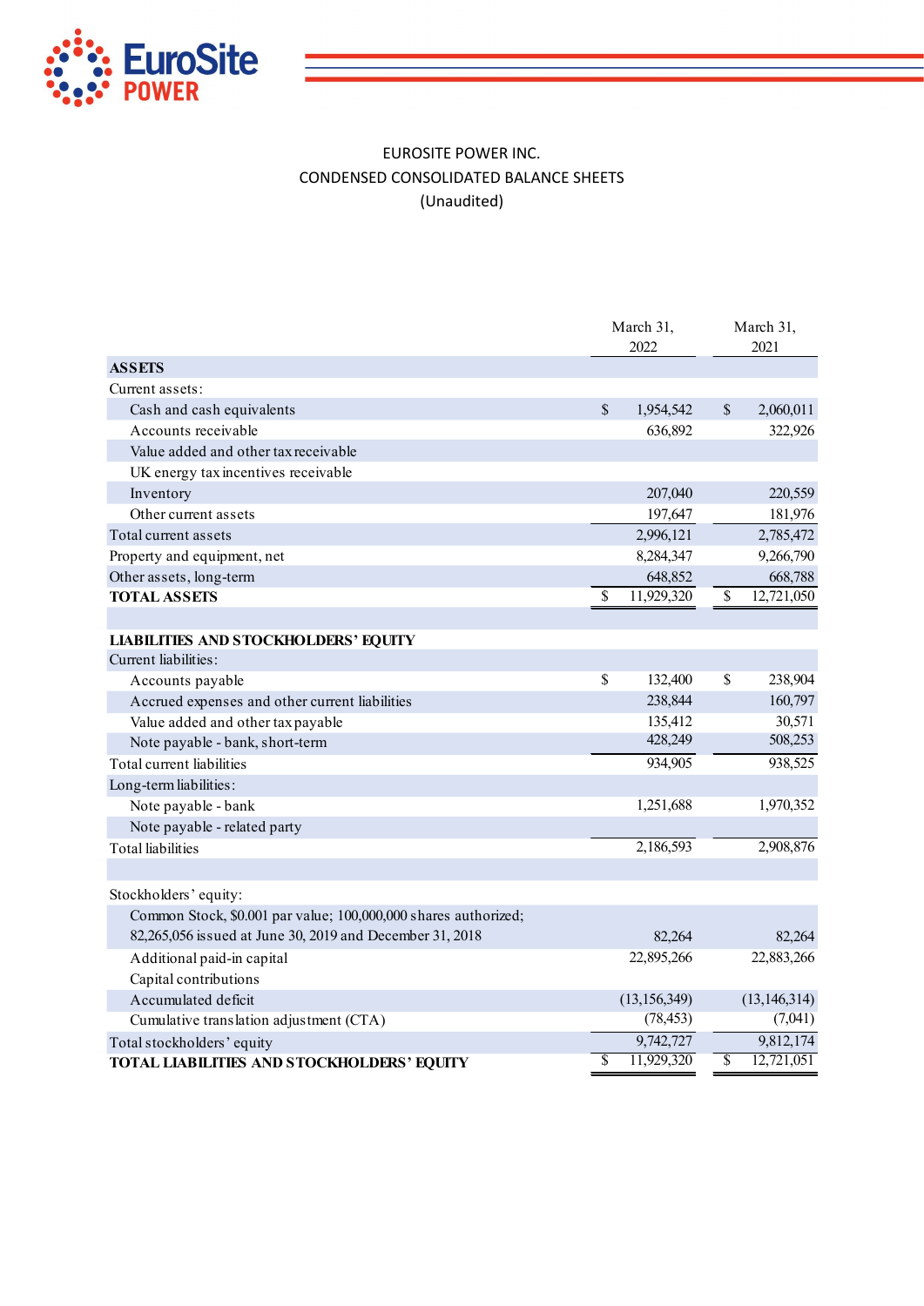EUROSITE POWER INC.

CONDENSED CONSOLIDATED BALANCE SHEETS

(Unaudited)

| | March 31, 2022 | March 31, 2021 |
|---|---|---|
| **ASSETS** | | |
| Current assets: | | |
| Cash and cash equivalents | $ 1,954,542 | $ 2,060,011 |
| Accounts receivable | 636,892 | 322,926 |
| Value added and other tax receivable | | |
| UK energy tax incentives receivable | | |
| Inventory | 207,040 | 220,559 |
| Other current assets | 197,647 | 181,976 |
| Total current assets | 2,996,121 | 2,785,472 |
| Property and equipment, net | 8,284,347 | 9,266,790 |
| Other assets, long-term | 648,852 | 668,788 |
| **TOTAL ASSETS** | $ 11,929,320 | $ 12,721,050 |
| | | |
| **LIABILITIES AND STOCKHOLDERS' EQUITY** | | |
| Current liabilities: | | |
| Accounts payable | $ 132,400 | $ 238,904 |
| Accrued expenses and other current liabilities | 238,844 | 160,797 |
| Value added and other tax payable | 135,412 | 30,571 |
| Note payable - bank, short-term | 428,249 | 508,253 |
| Total current liabilities | 934,905 | 938,525 |
| Long-term liabilities: | | |
| Note payable - bank | 1,251,688 | 1,970,352 |
| Note payable - related party | | |
| Total liabilities | 2,186,593 | 2,908,876 |
| | | |
| Stockholders' equity: | | |
| Common Stock, $0.001 par value; 100,000,000 shares authorized; 82,265,056 issued at June 30, 2019 and December 31, 2018 | 82,264 | 82,264 |
| Additional paid-in capital | 22,895,266 | 22,883,266 |
| Capital contributions | | |
| Accumulated deficit | (13,156,349) | (13,146,314) |
| Cumulative translation adjustment (CTA) | (78,453) | (7,041) |
| Total stockholders' equity | 9,742,727 | 9,812,174 |
| **TOTAL LIABILITIES AND STOCKHOLDERS' EQUITY** | $ 11,929,320 | $ 12,721,051 |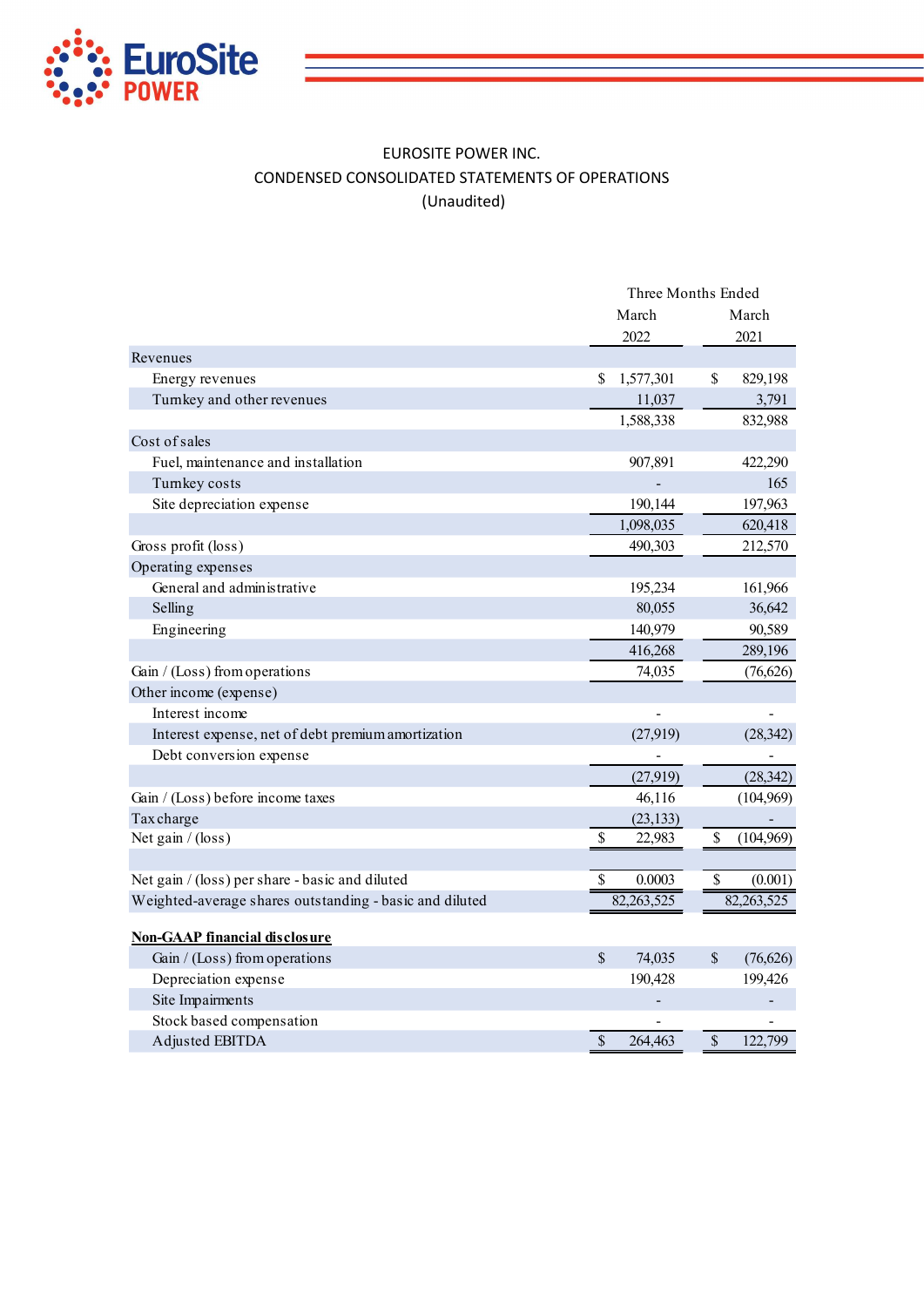EUROSITE POWER INC.

CONDENSED CONSOLIDATED STATEMENTS OF OPERATIONS

(Unaudited)

| | Three Months Ended | |
|---|---|---|
| | March 2022 | March 2021 |
| **Revenues** | | |
| Energy revenues | $ 1,577,301 | $ 829,198 |
| Turnkey and other revenues | 11,037 | 3,791 |
| | 1,588,338 | 832,988 |
| **Cost of sales** | | |
| Fuel, maintenance and installation | 907,891 | 422,290 |
| Turnkey costs | - | 165 |
| Site depreciation expense | 190,144 | 197,963 |
| | 1,098,035 | 620,418 |
| Gross profit (loss) | 490,303 | 212,570 |
| **Operating expenses** | | |
| General and administrative | 195,234 | 161,966 |
| Selling | 80,055 | 36,642 |
| Engineering | 140,979 | 90,589 |
| | 416,268 | 289,196 |
| Gain / (Loss) from operations | 74,035 | (76,626) |
| **Other income (expense)** | | |
| Interest income | - | - |
| Interest expense, net of debt premium amortization | (27,919) | (28,342) |
| Debt conversion expense | - | - |
| | (27,919) | (28,342) |
| Gain / (Loss) before income taxes | 46,116 | (104,969) |
| Tax charge | (23,133) | - |
| Net gain / (loss) | $ 22,983 | $ (104,969) |
| | | |
| Net gain / (loss) per share - basic and diluted | $ 0.0003 | $ (0.001) |
| Weighted-average shares outstanding - basic and diluted | 82,263,525 | 82,263,525 |

**Non-GAAP financial disclosure**

| | March 2022 | March 2021 |
|---|---|---|
| Gain / (Loss) from operations | $ 74,035 | $ (76,626) |
| Depreciation expense | 190,428 | 199,426 |
| Site Impairments | - | - |
| Stock based compensation | - | - |
| Adjusted EBITDA | $ 264,463 | $ 122,799 |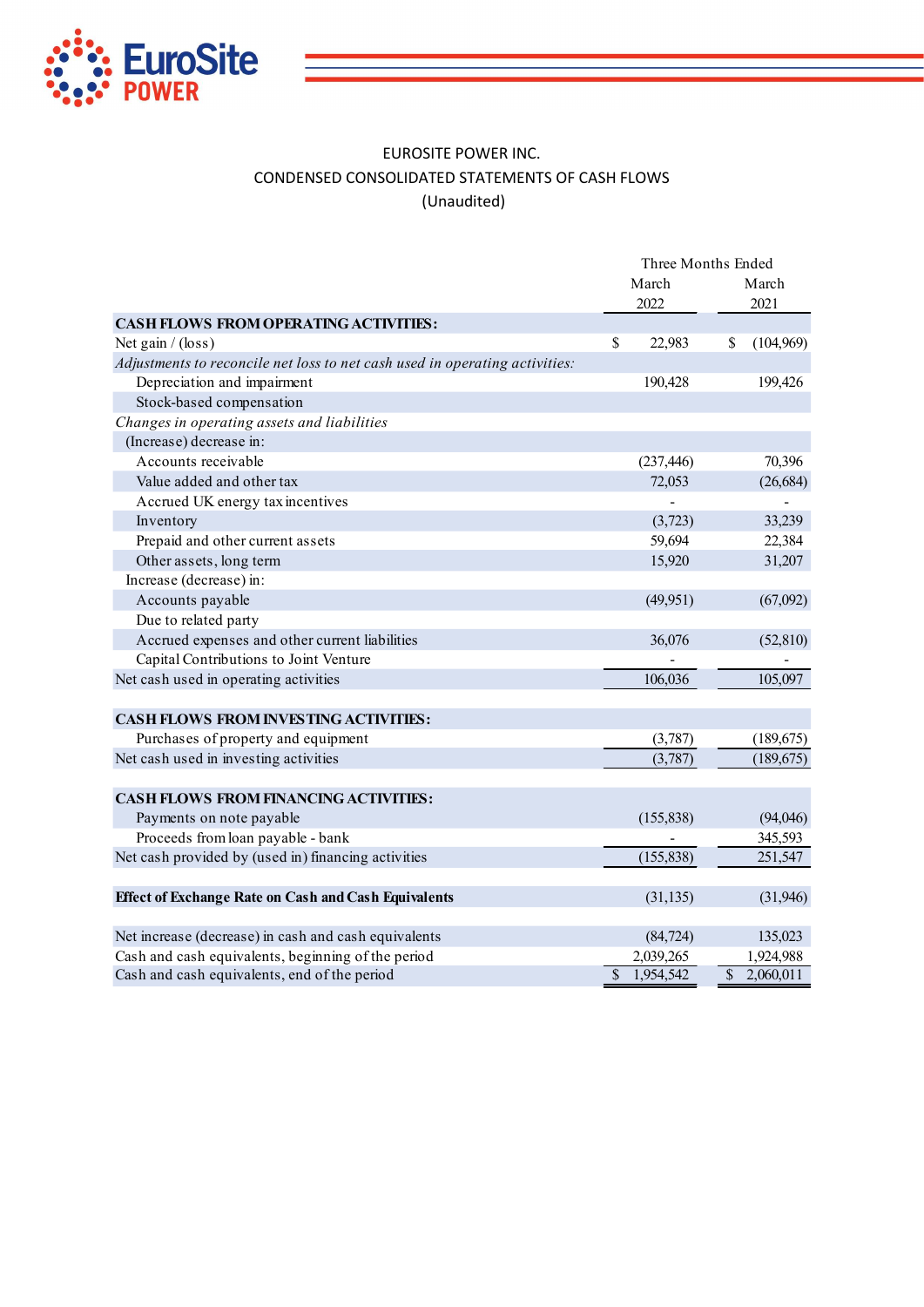EUROSITE POWER INC.

CONDENSED CONSOLIDATED STATEMENTS OF CASH FLOWS

(Unaudited)

| | Three Months Ended | |
|---|---|---|
| | March 2022 | March 2021 |
| **CASH FLOWS FROM OPERATING ACTIVITIES:** | | |
| Net gain / (loss) | $ 22,983 | $ (104,969) |
| *Adjustments to reconcile net loss to net cash used in operating activities:* | | |
| Depreciation and impairment | 190,428 | 199,426 |
| Stock-based compensation | | |
| *Changes in operating assets and liabilities* | | |
| (Increase) decrease in: | | |
| Accounts receivable | (237,446) | 70,396 |
| Value added and other tax | 72,053 | (26,684) |
| Accrued UK energy tax incentives | - | - |
| Inventory | (3,723) | 33,239 |
| Prepaid and other current assets | 59,694 | 22,384 |
| Other assets, long term | 15,920 | 31,207 |
| Increase (decrease) in: | | |
| Accounts payable | (49,951) | (67,092) |
| Due to related party | | |
| Accrued expenses and other current liabilities | 36,076 | (52,810) |
| Capital Contributions to Joint Venture | - | - |
| Net cash used in operating activities | 106,036 | 105,097 |
| **CASH FLOWS FROM INVESTING ACTIVITIES:** | | |
| Purchases of property and equipment | (3,787) | (189,675) |
| Net cash used in investing activities | (3,787) | (189,675) |
| **CASH FLOWS FROM FINANCING ACTIVITIES:** | | |
| Payments on note payable | (155,838) | (94,046) |
| Proceeds from loan payable - bank | - | 345,593 |
| Net cash provided by (used in) financing activities | (155,838) | 251,547 |
| **Effect of Exchange Rate on Cash and Cash Equivalents** | (31,135) | (31,946) |
| Net increase (decrease) in cash and cash equivalents | (84,724) | 135,023 |
| Cash and cash equivalents, beginning of the period | 2,039,265 | 1,924,988 |
| Cash and cash equivalents, end of the period | $ 1,954,542 | $ 2,060,011 |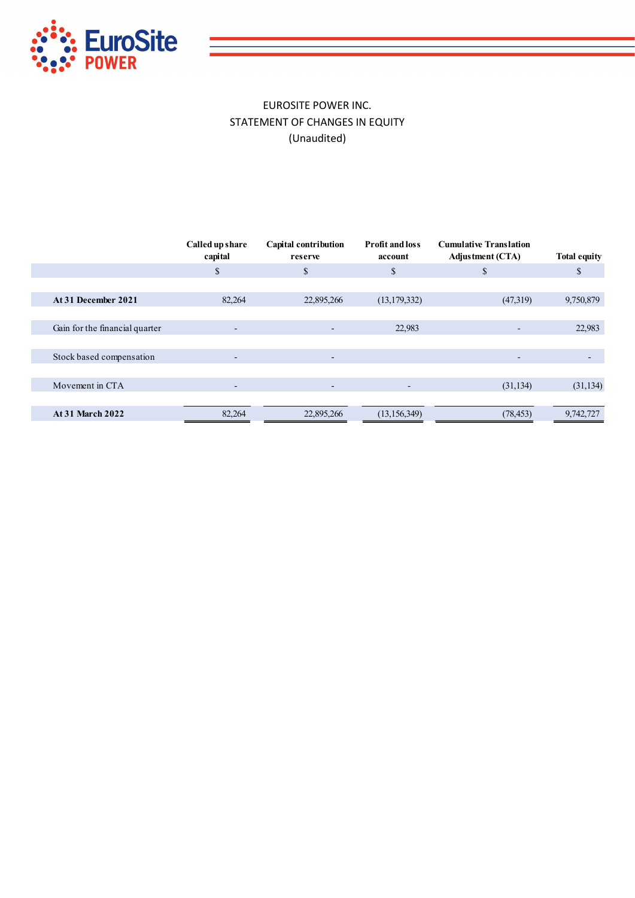EUROSITE POWER INC.
STATEMENT OF CHANGES IN EQUITY
(Unaudited)

| | Called up share capital | Capital contribution reserve | Profit and loss account | Cumulative Translation Adjustment (CTA) | Total equity |
|---|---|---|---|---|---|
| | $ | $ | $ | $ | $ |
| **At 31 December 2021** | 82,264 | 22,895,266 | (13,179,332) | (47,319) | 9,750,879 |
| Gain for the financial quarter | - | - | 22,983 | - | 22,983 |
| Stock based compensation | - | - | | - | - |
| Movement in CTA | - | - | - | (31,134) | (31,134) |
| **At 31 March 2022** | 82,264 | 22,895,266 | (13,156,349) | (78,453) | 9,742,727 |